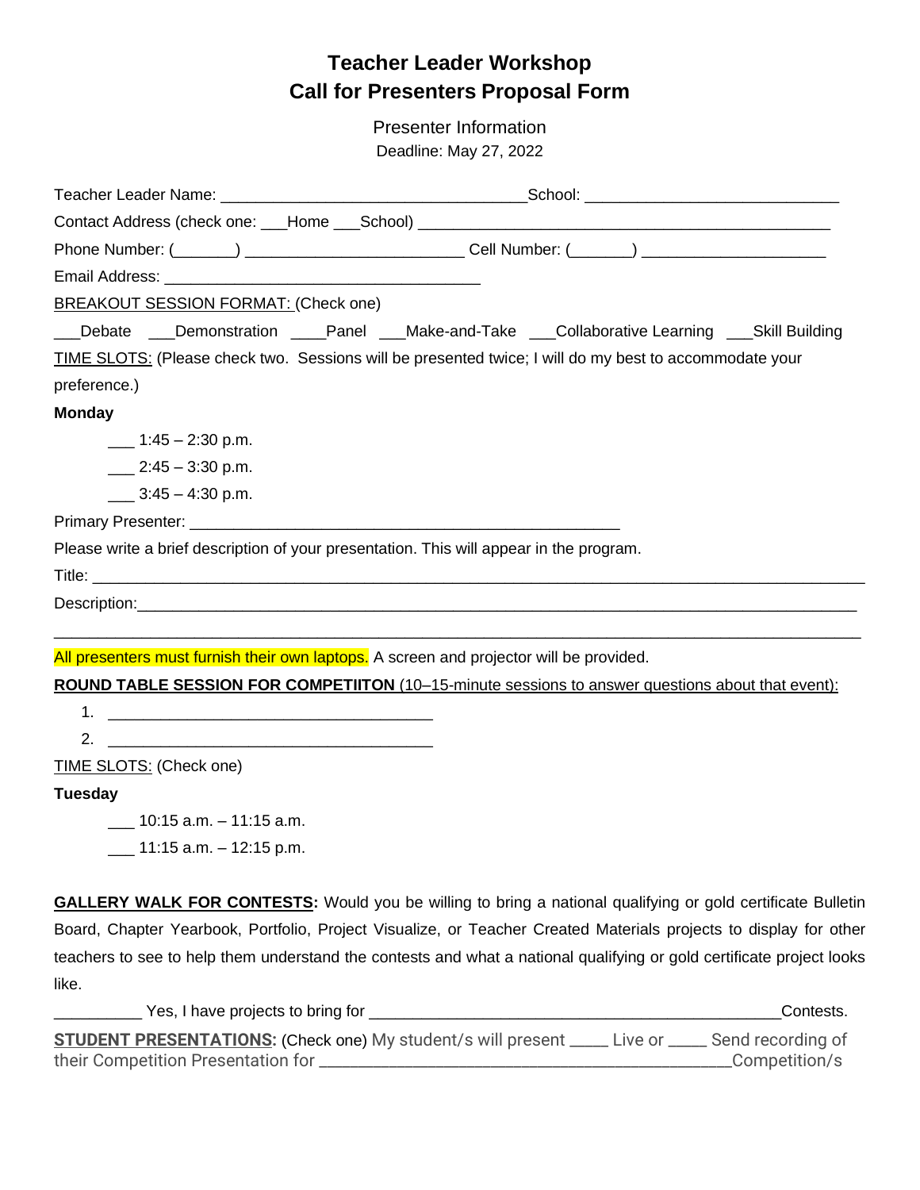# Teacher Leader Workshop
# Call for Presenters Proposal Form

Presenter Information

Deadline: May 27, 2022

Teacher Leader Name: ___________________________________School: ____________________________

Contact Address (check one: ___Home ___School) _______________________________________________

Phone Number: (_______) ________________________ Cell Number: (_______) ____________________

Email Address: ____________________________________

BREAKOUT SESSION FORMAT: (Check one)

___Debate ___Demonstration ____Panel ___Make-and-Take ___Collaborative Learning ___Skill Building

TIME SLOTS: (Please check two. Sessions will be presented twice; I will do my best to accommodate your preference.)

**Monday**

___ 1:45 – 2:30 p.m.

___ 2:45 – 3:30 p.m.

___ 3:45 – 4:30 p.m.

Primary Presenter: _________________________________________________

Please write a brief description of your presentation. This will appear in the program.

Title: ____________________________________________________________________________________

Description:_______________________________________________________________________________

__________________________________________________________________________________________

All presenters must furnish their own laptops. A screen and projector will be provided.

**ROUND TABLE SESSION FOR COMPETIITON** (10–15-minute sessions to answer questions about that event):

1. ____________________________________
2. ____________________________________

TIME SLOTS: (Check one)

**Tuesday**

___ 10:15 a.m. – 11:15 a.m.

___ 11:15 a.m. – 12:15 p.m.

**GALLERY WALK FOR CONTESTS:** Would you be willing to bring a national qualifying or gold certificate Bulletin Board, Chapter Yearbook, Portfolio, Project Visualize, or Teacher Created Materials projects to display for other teachers to see to help them understand the contests and what a national qualifying or gold certificate project looks like.

__________ Yes, I have projects to bring for _______________________________________________Contests.

**STUDENT PRESENTATIONS:** (Check one) My student/s will present _____ Live or _____ Send recording of their Competition Presentation for _______________________________________________Competition/s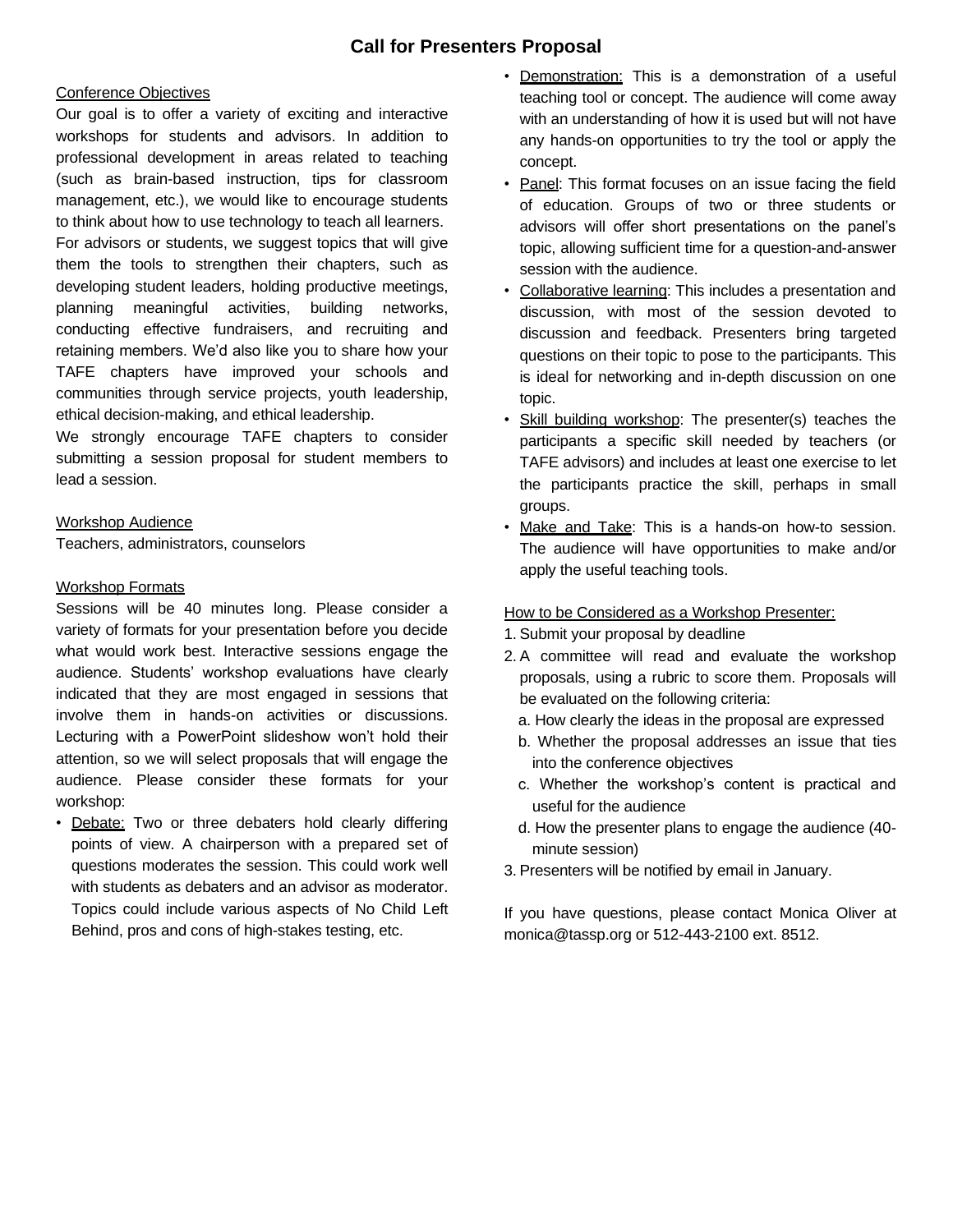# Call for Presenters Proposal

## Conference Objectives

Our goal is to offer a variety of exciting and interactive workshops for students and advisors. In addition to professional development in areas related to teaching (such as brain-based instruction, tips for classroom management, etc.), we would like to encourage students to think about how to use technology to teach all learners.

For advisors or students, we suggest topics that will give them the tools to strengthen their chapters, such as developing student leaders, holding productive meetings, planning meaningful activities, building networks, conducting effective fundraisers, and recruiting and retaining members. We'd also like you to share how your TAFE chapters have improved your schools and communities through service projects, youth leadership, ethical decision-making, and ethical leadership.

We strongly encourage TAFE chapters to consider submitting a session proposal for student members to lead a session.

## Workshop Audience

Teachers, administrators, counselors

## Workshop Formats

Sessions will be 40 minutes long. Please consider a variety of formats for your presentation before you decide what would work best. Interactive sessions engage the audience. Students' workshop evaluations have clearly indicated that they are most engaged in sessions that involve them in hands-on activities or discussions. Lecturing with a PowerPoint slideshow won't hold their attention, so we will select proposals that will engage the audience. Please consider these formats for your workshop:

- Debate: Two or three debaters hold clearly differing points of view. A chairperson with a prepared set of questions moderates the session. This could work well with students as debaters and an advisor as moderator. Topics could include various aspects of No Child Left Behind, pros and cons of high-stakes testing, etc.
- Demonstration: This is a demonstration of a useful teaching tool or concept. The audience will come away with an understanding of how it is used but will not have any hands-on opportunities to try the tool or apply the concept.
- Panel: This format focuses on an issue facing the field of education. Groups of two or three students or advisors will offer short presentations on the panel's topic, allowing sufficient time for a question-and-answer session with the audience.
- Collaborative learning: This includes a presentation and discussion, with most of the session devoted to discussion and feedback. Presenters bring targeted questions on their topic to pose to the participants. This is ideal for networking and in-depth discussion on one topic.
- Skill building workshop: The presenter(s) teaches the participants a specific skill needed by teachers (or TAFE advisors) and includes at least one exercise to let the participants practice the skill, perhaps in small groups.
- Make and Take: This is a hands-on how-to session. The audience will have opportunities to make and/or apply the useful teaching tools.

## How to be Considered as a Workshop Presenter:

1. Submit your proposal by deadline
2. A committee will read and evaluate the workshop proposals, using a rubric to score them. Proposals will be evaluated on the following criteria:
   a. How clearly the ideas in the proposal are expressed
   b. Whether the proposal addresses an issue that ties into the conference objectives
   c. Whether the workshop's content is practical and useful for the audience
   d. How the presenter plans to engage the audience (40-minute session)
3. Presenters will be notified by email in January.

If you have questions, please contact Monica Oliver at monica@tassp.org or 512-443-2100 ext. 8512.